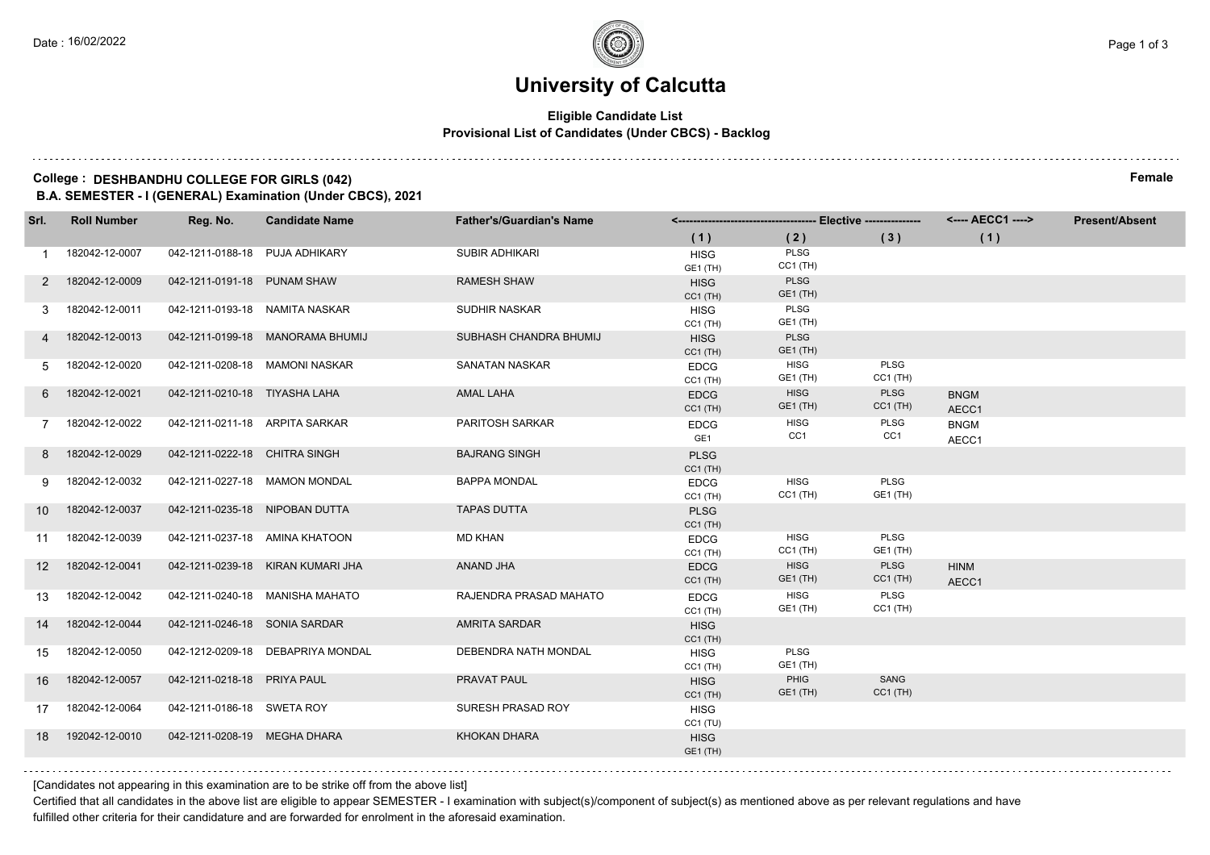# University of Calcutta

**Eligible Candidate List**
**Provisional List of Candidates (Under CBCS) - Backlog**

**College : DESHBANDHU COLLEGE FOR GIRLS (042)** **Female**

**B.A. SEMESTER - I (GENERAL) Examination (Under CBCS), 2021**

| Srl. | Roll Number | Reg. No. | Candidate Name | Father's/Guardian's Name | Elective (1) | Elective (2) | Elective (3) | AECC1 (1) | Present/Absent |
|---|---|---|---|---|---|---|---|---|---|
| 1 | 182042-12-0007 | 042-1211-0188-18 | PUJA ADHIKARY | SUBIR ADHIKARI | HISG GE1 (TH) | PLSG CC1 (TH) | | | |
| 2 | 182042-12-0009 | 042-1211-0191-18 | PUNAM SHAW | RAMESH SHAW | HISG CC1 (TH) | PLSG GE1 (TH) | | | |
| 3 | 182042-12-0011 | 042-1211-0193-18 | NAMITA NASKAR | SUDHIR NASKAR | HISG CC1 (TH) | PLSG GE1 (TH) | | | |
| 4 | 182042-12-0013 | 042-1211-0199-18 | MANORAMA BHUMIJ | SUBHASH CHANDRA BHUMIJ | HISG CC1 (TH) | PLSG GE1 (TH) | | | |
| 5 | 182042-12-0020 | 042-1211-0208-18 | MAMONI NASKAR | SANATAN NASKAR | EDCG CC1 (TH) | HISG GE1 (TH) | PLSG CC1 (TH) | | |
| 6 | 182042-12-0021 | 042-1211-0210-18 | TIYASHA LAHA | AMAL LAHA | EDCG CC1 (TH) | HISG GE1 (TH) | PLSG CC1 (TH) | BNGM AECC1 | |
| 7 | 182042-12-0022 | 042-1211-0211-18 | ARPITA SARKAR | PARITOSH SARKAR | EDCG GE1 | HISG CC1 | PLSG CC1 | BNGM AECC1 | |
| 8 | 182042-12-0029 | 042-1211-0222-18 | CHITRA SINGH | BAJRANG SINGH | PLSG CC1 (TH) | | | | |
| 9 | 182042-12-0032 | 042-1211-0227-18 | MAMON MONDAL | BAPPA MONDAL | EDCG CC1 (TH) | HISG CC1 (TH) | PLSG GE1 (TH) | | |
| 10 | 182042-12-0037 | 042-1211-0235-18 | NIPOBAN DUTTA | TAPAS DUTTA | PLSG CC1 (TH) | | | | |
| 11 | 182042-12-0039 | 042-1211-0237-18 | AMINA KHATOON | MD KHAN | EDCG CC1 (TH) | HISG CC1 (TH) | PLSG GE1 (TH) | | |
| 12 | 182042-12-0041 | 042-1211-0239-18 | KIRAN KUMARI JHA | ANAND JHA | EDCG CC1 (TH) | HISG GE1 (TH) | PLSG CC1 (TH) | HINM AECC1 | |
| 13 | 182042-12-0042 | 042-1211-0240-18 | MANISHA MAHATO | RAJENDRA PRASAD MAHATO | EDCG CC1 (TH) | HISG GE1 (TH) | PLSG CC1 (TH) | | |
| 14 | 182042-12-0044 | 042-1211-0246-18 | SONIA SARDAR | AMRITA SARDAR | HISG CC1 (TH) | | | | |
| 15 | 182042-12-0050 | 042-1212-0209-18 | DEBAPRIYA MONDAL | DEBENDRA NATH MONDAL | HISG CC1 (TH) | PLSG GE1 (TH) | | | |
| 16 | 182042-12-0057 | 042-1211-0218-18 | PRIYA PAUL | PRAVAT PAUL | HISG CC1 (TH) | PHIG GE1 (TH) | SANG CC1 (TH) | | |
| 17 | 182042-12-0064 | 042-1211-0186-18 | SWETA ROY | SURESH PRASAD ROY | HISG CC1 (TU) | | | | |
| 18 | 192042-12-0010 | 042-1211-0208-19 | MEGHA DHARA | KHOKAN DHARA | HISG GE1 (TH) | | | | |

[Candidates not appearing in this examination are to be strike off from the above list]

Certified that all candidates in the above list are eligible to appear SEMESTER - I examination with subject(s)/component of subject(s) as mentioned above as per relevant regulations and have fulfilled other criteria for their candidature and are forwarded for enrolment in the aforesaid examination.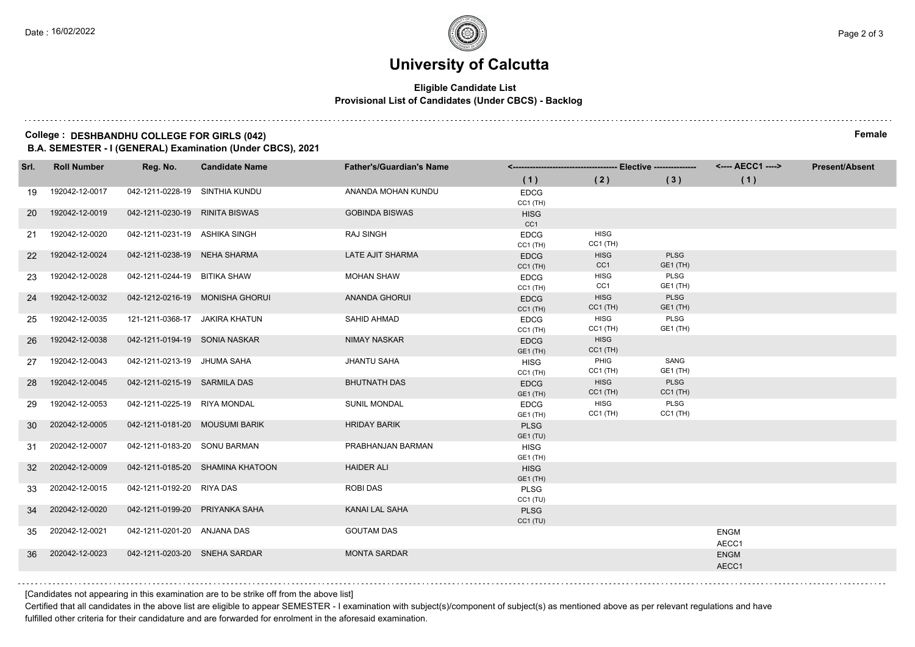# University of Calcutta

**Eligible Candidate List**

**Provisional List of Candidates (Under CBCS) - Backlog**

**College : DESHBANDHU COLLEGE FOR GIRLS (042)** **Female**

**B.A. SEMESTER - I (GENERAL) Examination (Under CBCS), 2021**

| Srl. | Roll Number | Reg. No. | Candidate Name | Father's/Guardian's Name | Elective (1) | Elective (2) | Elective (3) | AECC1 (1) | Present/Absent |
|---|---|---|---|---|---|---|---|---|---|
| 19 | 192042-12-0017 | 042-1211-0228-19 | SINTHIA KUNDU | ANANDA MOHAN KUNDU | EDCG CC1 (TH) | | | | |
| 20 | 192042-12-0019 | 042-1211-0230-19 | RINITA BISWAS | GOBINDA BISWAS | HISG CC1 | | | | |
| 21 | 192042-12-0020 | 042-1211-0231-19 | ASHIKA SINGH | RAJ SINGH | EDCG CC1 (TH) | HISG CC1 (TH) | | | |
| 22 | 192042-12-0024 | 042-1211-0238-19 | NEHA SHARMA | LATE AJIT SHARMA | EDCG CC1 (TH) | HISG CC1 | PLSG GE1 (TH) | | |
| 23 | 192042-12-0028 | 042-1211-0244-19 | BITIKA SHAW | MOHAN SHAW | EDCG CC1 (TH) | HISG CC1 | PLSG GE1 (TH) | | |
| 24 | 192042-12-0032 | 042-1212-0216-19 | MONISHA GHORUI | ANANDA GHORUI | EDCG CC1 (TH) | HISG CC1 (TH) | PLSG GE1 (TH) | | |
| 25 | 192042-12-0035 | 121-1211-0368-17 | JAKIRA KHATUN | SAHID AHMAD | EDCG CC1 (TH) | HISG CC1 (TH) | PLSG GE1 (TH) | | |
| 26 | 192042-12-0038 | 042-1211-0194-19 | SONIA NASKAR | NIMAY NASKAR | EDCG GE1 (TH) | HISG CC1 (TH) | | | |
| 27 | 192042-12-0043 | 042-1211-0213-19 | JHUMA SAHA | JHANTU SAHA | HISG CC1 (TH) | PHIG CC1 (TH) | SANG GE1 (TH) | | |
| 28 | 192042-12-0045 | 042-1211-0215-19 | SARMILA DAS | BHUTNATH DAS | EDCG GE1 (TH) | HISG CC1 (TH) | PLSG CC1 (TH) | | |
| 29 | 192042-12-0053 | 042-1211-0225-19 | RIYA MONDAL | SUNIL MONDAL | EDCG GE1 (TH) | HISG CC1 (TH) | PLSG CC1 (TH) | | |
| 30 | 202042-12-0005 | 042-1211-0181-20 | MOUSUMI BARIK | HRIDAY BARIK | PLSG GE1 (TU) | | | | |
| 31 | 202042-12-0007 | 042-1211-0183-20 | SONU BARMAN | PRABHANJAN BARMAN | HISG GE1 (TH) | | | | |
| 32 | 202042-12-0009 | 042-1211-0185-20 | SHAMINA KHATOON | HAIDER ALI | HISG GE1 (TH) | | | | |
| 33 | 202042-12-0015 | 042-1211-0192-20 | RIYA DAS | ROBI DAS | PLSG CC1 (TU) | | | | |
| 34 | 202042-12-0020 | 042-1211-0199-20 | PRIYANKA SAHA | KANAI LAL SAHA | PLSG CC1 (TU) | | | | |
| 35 | 202042-12-0021 | 042-1211-0201-20 | ANJANA DAS | GOUTAM DAS | | | | ENGM AECC1 | |
| 36 | 202042-12-0023 | 042-1211-0203-20 | SNEHA SARDAR | MONTA SARDAR | | | | ENGM AECC1 | |

[Candidates not appearing in this examination are to be strike off from the above list]

Certified that all candidates in the above list are eligible to appear SEMESTER - I examination with subject(s)/component of subject(s) as mentioned above as per relevant regulations and have fulfilled other criteria for their candidature and are forwarded for enrolment in the aforesaid examination.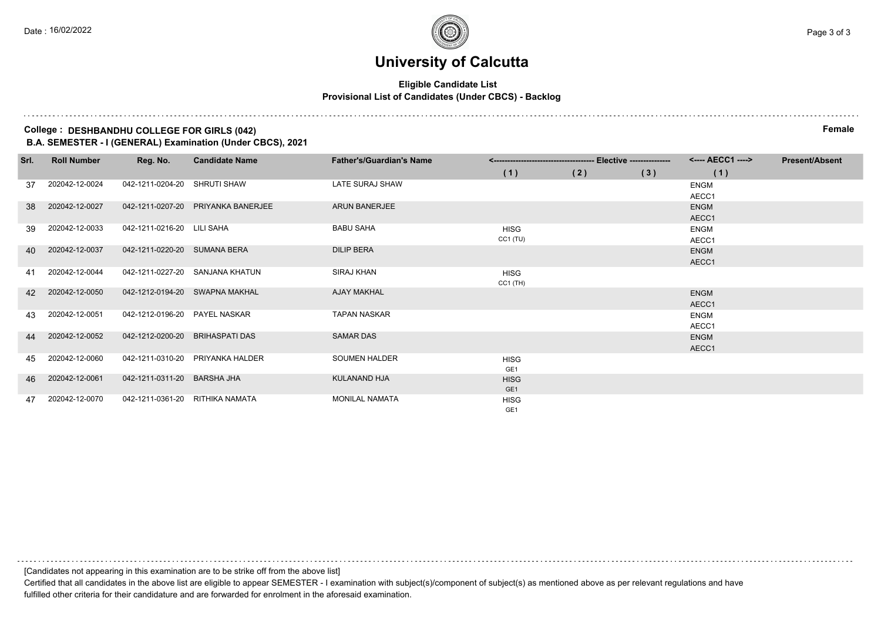# University of Calcutta

**Eligible Candidate List**

**Provisional List of Candidates (Under CBCS) - Backlog**

**College : DESHBANDHU COLLEGE FOR GIRLS (042)** **Female**

**B.A. SEMESTER - I (GENERAL) Examination (Under CBCS), 2021**

| Srl. | Roll Number | Reg. No. | Candidate Name | Father's/Guardian's Name | Elective (1) | Elective (2) | Elective (3) | AECC1 (1) | Present/Absent |
|---|---|---|---|---|---|---|---|---|---|
| 37 | 202042-12-0024 | 042-1211-0204-20 | SHRUTI SHAW | LATE SURAJ SHAW | | | | ENGM AECC1 | |
| 38 | 202042-12-0027 | 042-1211-0207-20 | PRIYANKA BANERJEE | ARUN BANERJEE | | | | ENGM AECC1 | |
| 39 | 202042-12-0033 | 042-1211-0216-20 | LILI SAHA | BABU SAHA | HISG CC1 (TU) | | | ENGM AECC1 | |
| 40 | 202042-12-0037 | 042-1211-0220-20 | SUMANA BERA | DILIP BERA | | | | ENGM AECC1 | |
| 41 | 202042-12-0044 | 042-1211-0227-20 | SANJANA KHATUN | SIRAJ KHAN | HISG CC1 (TH) | | | | |
| 42 | 202042-12-0050 | 042-1212-0194-20 | SWAPNA MAKHAL | AJAY MAKHAL | | | | ENGM AECC1 | |
| 43 | 202042-12-0051 | 042-1212-0196-20 | PAYEL NASKAR | TAPAN NASKAR | | | | ENGM AECC1 | |
| 44 | 202042-12-0052 | 042-1212-0200-20 | BRIHASPATI DAS | SAMAR DAS | | | | ENGM AECC1 | |
| 45 | 202042-12-0060 | 042-1211-0310-20 | PRIYANKA HALDER | SOUMEN HALDER | HISG GE1 | | | | |
| 46 | 202042-12-0061 | 042-1211-0311-20 | BARSHA JHA | KULANAND HJA | HISG GE1 | | | | |
| 47 | 202042-12-0070 | 042-1211-0361-20 | RITHIKA NAMATA | MONILAL NAMATA | HISG GE1 | | | | |

[Candidates not appearing in this examination are to be strike off from the above list]

Certified that all candidates in the above list are eligible to appear SEMESTER - I examination with subject(s)/component of subject(s) as mentioned above as per relevant regulations and have fulfilled other criteria for their candidature and are forwarded for enrolment in the aforesaid examination.